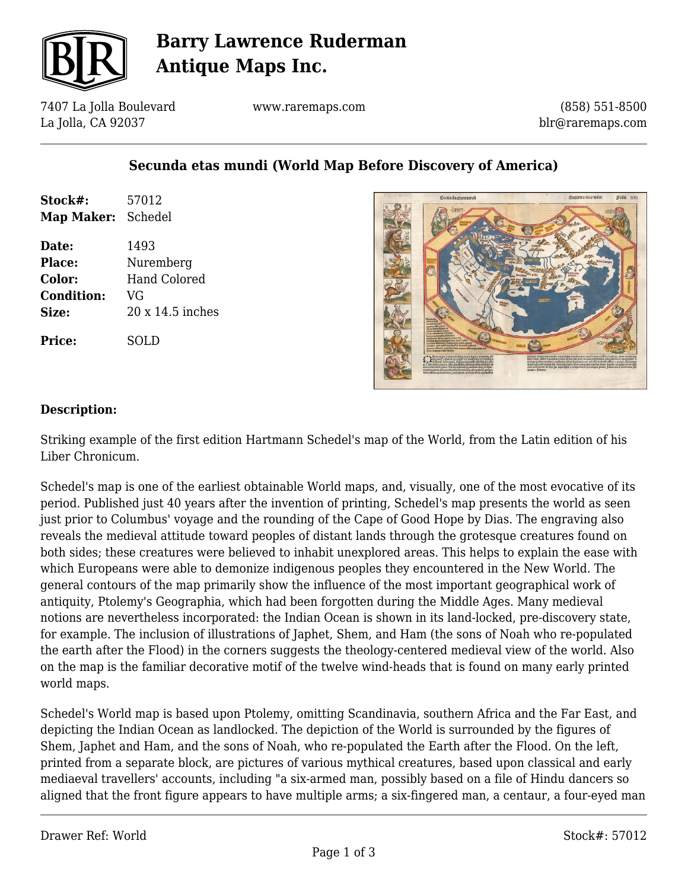# Barry Lawrence Ruderman Antique Maps Inc.

7407 La Jolla Boulevard
La Jolla, CA 92037

www.raremaps.com

(858) 551-8500
blr@raremaps.com

## Secunda etas mundi (World Map Before Discovery of America)

| | |
|---|---|
| **Stock#:** | 57012 |
| **Map Maker:** | Schedel |
| **Date:** | 1493 |
| **Place:** | Nuremberg |
| **Color:** | Hand Colored |
| **Condition:** | VG |
| **Size:** | 20 x 14.5 inches |
| **Price:** | SOLD |

### Description:

Striking example of the first edition Hartmann Schedel's map of the World, from the Latin edition of his Liber Chronicum.

Schedel's map is one of the earliest obtainable World maps, and, visually, one of the most evocative of its period. Published just 40 years after the invention of printing, Schedel's map presents the world as seen just prior to Columbus' voyage and the rounding of the Cape of Good Hope by Dias. The engraving also reveals the medieval attitude toward peoples of distant lands through the grotesque creatures found on both sides; these creatures were believed to inhabit unexplored areas. This helps to explain the ease with which Europeans were able to demonize indigenous peoples they encountered in the New World. The general contours of the map primarily show the influence of the most important geographical work of antiquity, Ptolemy's Geographia, which had been forgotten during the Middle Ages. Many medieval notions are nevertheless incorporated: the Indian Ocean is shown in its land-locked, pre-discovery state, for example. The inclusion of illustrations of Japhet, Shem, and Ham (the sons of Noah who re-populated the earth after the Flood) in the corners suggests the theology-centered medieval view of the world. Also on the map is the familiar decorative motif of the twelve wind-heads that is found on many early printed world maps.

Schedel's World map is based upon Ptolemy, omitting Scandinavia, southern Africa and the Far East, and depicting the Indian Ocean as landlocked. The depiction of the World is surrounded by the figures of Shem, Japhet and Ham, and the sons of Noah, who re-populated the Earth after the Flood. On the left, printed from a separate block, are pictures of various mythical creatures, based upon classical and early mediaeval travellers' accounts, including "a six-armed man, possibly based on a file of Hindu dancers so aligned that the front figure appears to have multiple arms; a six-fingered man, a centaur, a four-eyed man

Drawer Ref: World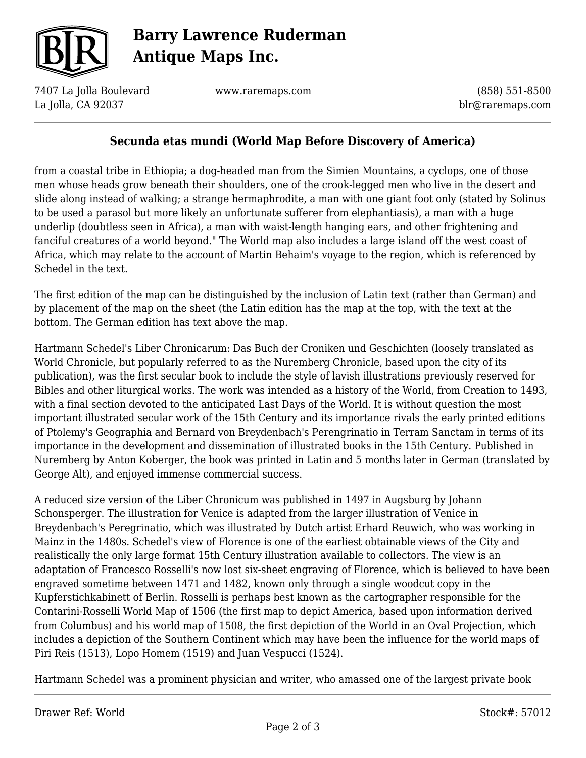## Secunda etas mundi (World Map Before Discovery of America)

from a coastal tribe in Ethiopia; a dog-headed man from the Simien Mountains, a cyclops, one of those men whose heads grow beneath their shoulders, one of the crook-legged men who live in the desert and slide along instead of walking; a strange hermaphrodite, a man with one giant foot only (stated by Solinus to be used a parasol but more likely an unfortunate sufferer from elephantiasis), a man with a huge underlip (doubtless seen in Africa), a man with waist-length hanging ears, and other frightening and fanciful creatures of a world beyond." The World map also includes a large island off the west coast of Africa, which may relate to the account of Martin Behaim's voyage to the region, which is referenced by Schedel in the text.

The first edition of the map can be distinguished by the inclusion of Latin text (rather than German) and by placement of the map on the sheet (the Latin edition has the map at the top, with the text at the bottom. The German edition has text above the map.

Hartmann Schedel's Liber Chronicarum: Das Buch der Croniken und Geschichten (loosely translated as World Chronicle, but popularly referred to as the Nuremberg Chronicle, based upon the city of its publication), was the first secular book to include the style of lavish illustrations previously reserved for Bibles and other liturgical works. The work was intended as a history of the World, from Creation to 1493, with a final section devoted to the anticipated Last Days of the World. It is without question the most important illustrated secular work of the 15th Century and its importance rivals the early printed editions of Ptolemy's Geographia and Bernard von Breydenbach's Perengrinatio in Terram Sanctam in terms of its importance in the development and dissemination of illustrated books in the 15th Century. Published in Nuremberg by Anton Koberger, the book was printed in Latin and 5 months later in German (translated by George Alt), and enjoyed immense commercial success.

A reduced size version of the Liber Chronicum was published in 1497 in Augsburg by Johann Schonsperger. The illustration for Venice is adapted from the larger illustration of Venice in Breydenbach's Peregrinatio, which was illustrated by Dutch artist Erhard Reuwich, who was working in Mainz in the 1480s. Schedel's view of Florence is one of the earliest obtainable views of the City and realistically the only large format 15th Century illustration available to collectors. The view is an adaptation of Francesco Rosselli's now lost six-sheet engraving of Florence, which is believed to have been engraved sometime between 1471 and 1482, known only through a single woodcut copy in the Kupferstichkabinett of Berlin. Rosselli is perhaps best known as the cartographer responsible for the Contarini-Rosselli World Map of 1506 (the first map to depict America, based upon information derived from Columbus) and his world map of 1508, the first depiction of the World in an Oval Projection, which includes a depiction of the Southern Continent which may have been the influence for the world maps of Piri Reis (1513), Lopo Homem (1519) and Juan Vespucci (1524).

Hartmann Schedel was a prominent physician and writer, who amassed one of the largest private book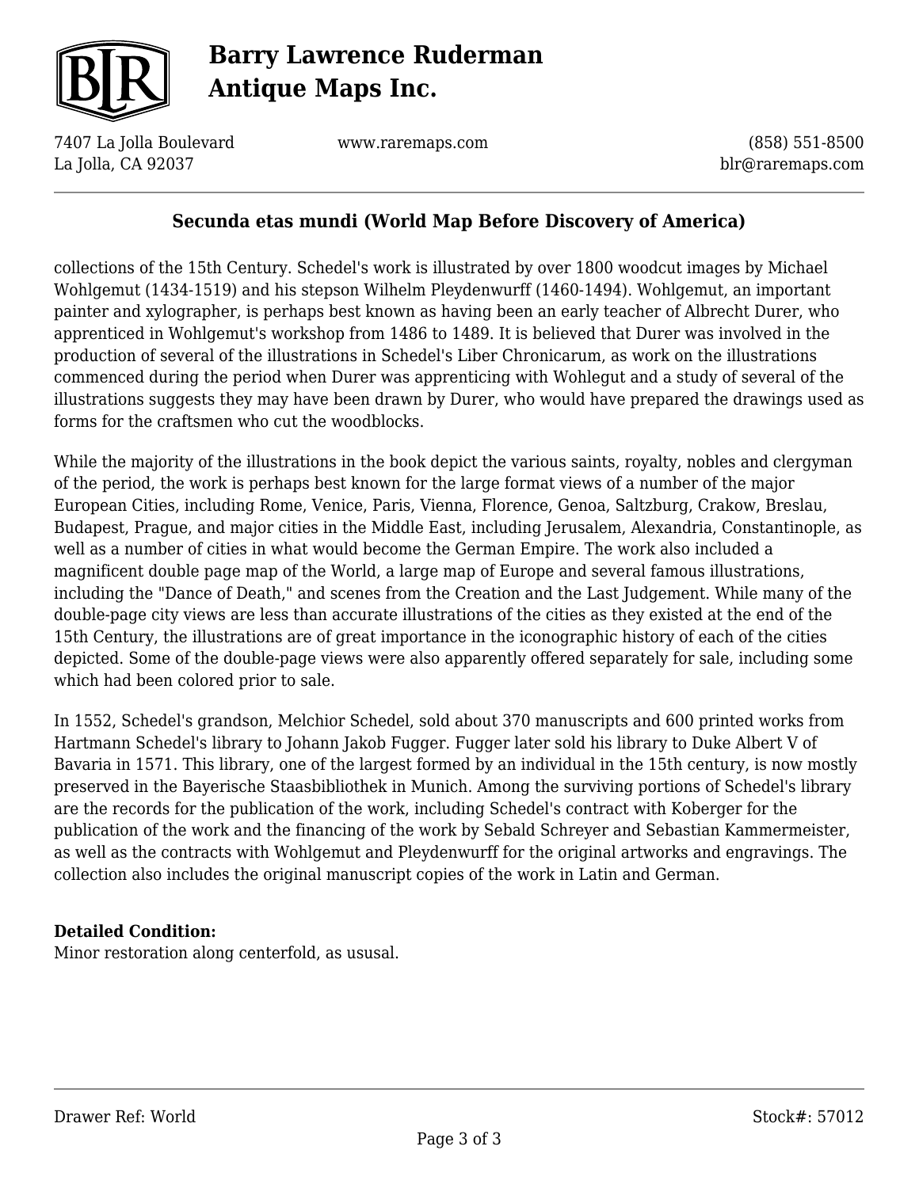collections of the 15th Century. Schedel's work is illustrated by over 1800 woodcut images by Michael Wohlgemut (1434-1519) and his stepson Wilhelm Pleydenwurff (1460-1494). Wohlgemut, an important painter and xylographer, is perhaps best known as having been an early teacher of Albrecht Durer, who apprenticed in Wohlgemut's workshop from 1486 to 1489. It is believed that Durer was involved in the production of several of the illustrations in Schedel's Liber Chronicarum, as work on the illustrations commenced during the period when Durer was apprenticing with Wohlegut and a study of several of the illustrations suggests they may have been drawn by Durer, who would have prepared the drawings used as forms for the craftsmen who cut the woodblocks.

While the majority of the illustrations in the book depict the various saints, royalty, nobles and clergyman of the period, the work is perhaps best known for the large format views of a number of the major European Cities, including Rome, Venice, Paris, Vienna, Florence, Genoa, Saltzburg, Crakow, Breslau, Budapest, Prague, and major cities in the Middle East, including Jerusalem, Alexandria, Constantinople, as well as a number of cities in what would become the German Empire. The work also included a magnificent double page map of the World, a large map of Europe and several famous illustrations, including the "Dance of Death," and scenes from the Creation and the Last Judgement. While many of the double-page city views are less than accurate illustrations of the cities as they existed at the end of the 15th Century, the illustrations are of great importance in the iconographic history of each of the cities depicted. Some of the double-page views were also apparently offered separately for sale, including some which had been colored prior to sale.

In 1552, Schedel's grandson, Melchior Schedel, sold about 370 manuscripts and 600 printed works from Hartmann Schedel's library to Johann Jakob Fugger. Fugger later sold his library to Duke Albert V of Bavaria in 1571. This library, one of the largest formed by an individual in the 15th century, is now mostly preserved in the Bayerische Staasbibliothek in Munich. Among the surviving portions of Schedel's library are the records for the publication of the work, including Schedel's contract with Koberger for the publication of the work and the financing of the work by Sebald Schreyer and Sebastian Kammermeister, as well as the contracts with Wohlgemut and Pleydenwurff for the original artworks and engravings. The collection also includes the original manuscript copies of the work in Latin and German.

**Detailed Condition:**
Minor restoration along centerfold, as ususal.